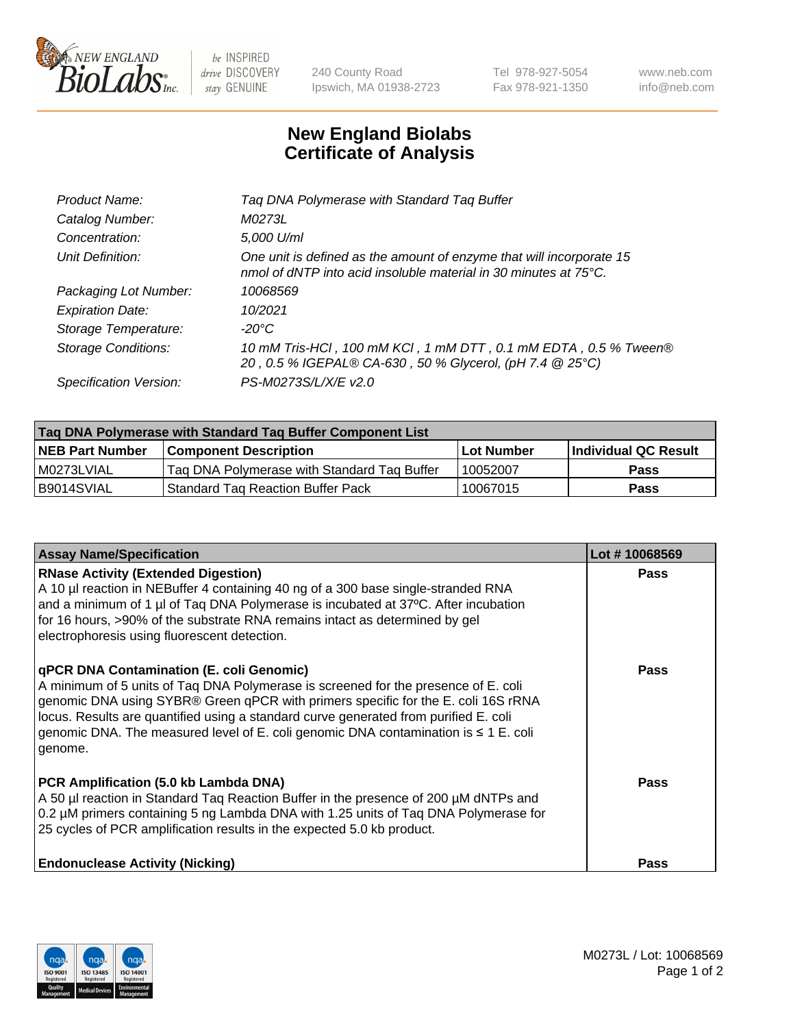# New England Biolabs Certificate of Analysis

| | |
|---|---|
| *Product Name:* | *Taq DNA Polymerase with Standard Taq Buffer* |
| *Catalog Number:* | *M0273L* |
| *Concentration:* | *5,000 U/ml* |
| *Unit Definition:* | *One unit is defined as the amount of enzyme that will incorporate 15 nmol of dNTP into acid insoluble material in 30 minutes at 75°C.* |
| *Packaging Lot Number:* | *10068569* |
| *Expiration Date:* | *10/2021* |
| *Storage Temperature:* | *-20°C* |
| *Storage Conditions:* | *10 mM Tris-HCl , 100 mM KCl , 1 mM DTT , 0.1 mM EDTA , 0.5 % Tween® 20 , 0.5 % IGEPAL® CA-630 , 50 % Glycerol, (pH 7.4 @ 25°C)* |
| *Specification Version:* | *PS-M0273S/L/X/E v2.0* |

| Taq DNA Polymerase with Standard Taq Buffer Component List | | | |
|---|---|---|---|
| **NEB Part Number** | **Component Description** | **Lot Number** | **Individual QC Result** |
| M0273LVIAL | Taq DNA Polymerase with Standard Taq Buffer | 10052007 | **Pass** |
| B9014SVIAL | Standard Taq Reaction Buffer Pack | 10067015 | **Pass** |

| Assay Name/Specification | Lot # 10068569 |
|---|---|
| **RNase Activity (Extended Digestion)**<br>A 10 µl reaction in NEBuffer 4 containing 40 ng of a 300 base single-stranded RNA and a minimum of 1 µl of Taq DNA Polymerase is incubated at 37ºC. After incubation for 16 hours, >90% of the substrate RNA remains intact as determined by gel electrophoresis using fluorescent detection. | **Pass** |
| **qPCR DNA Contamination (E. coli Genomic)**<br>A minimum of 5 units of Taq DNA Polymerase is screened for the presence of E. coli genomic DNA using SYBR® Green qPCR with primers specific for the E. coli 16S rRNA locus. Results are quantified using a standard curve generated from purified E. coli genomic DNA. The measured level of E. coli genomic DNA contamination is ≤ 1 E. coli genome. | **Pass** |
| **PCR Amplification (5.0 kb Lambda DNA)**<br>A 50 µl reaction in Standard Taq Reaction Buffer in the presence of 200 µM dNTPs and 0.2 µM primers containing 5 ng Lambda DNA with 1.25 units of Taq DNA Polymerase for 25 cycles of PCR amplification results in the expected 5.0 kb product. | **Pass** |
| **Endonuclease Activity (Nicking)** | **Pass** |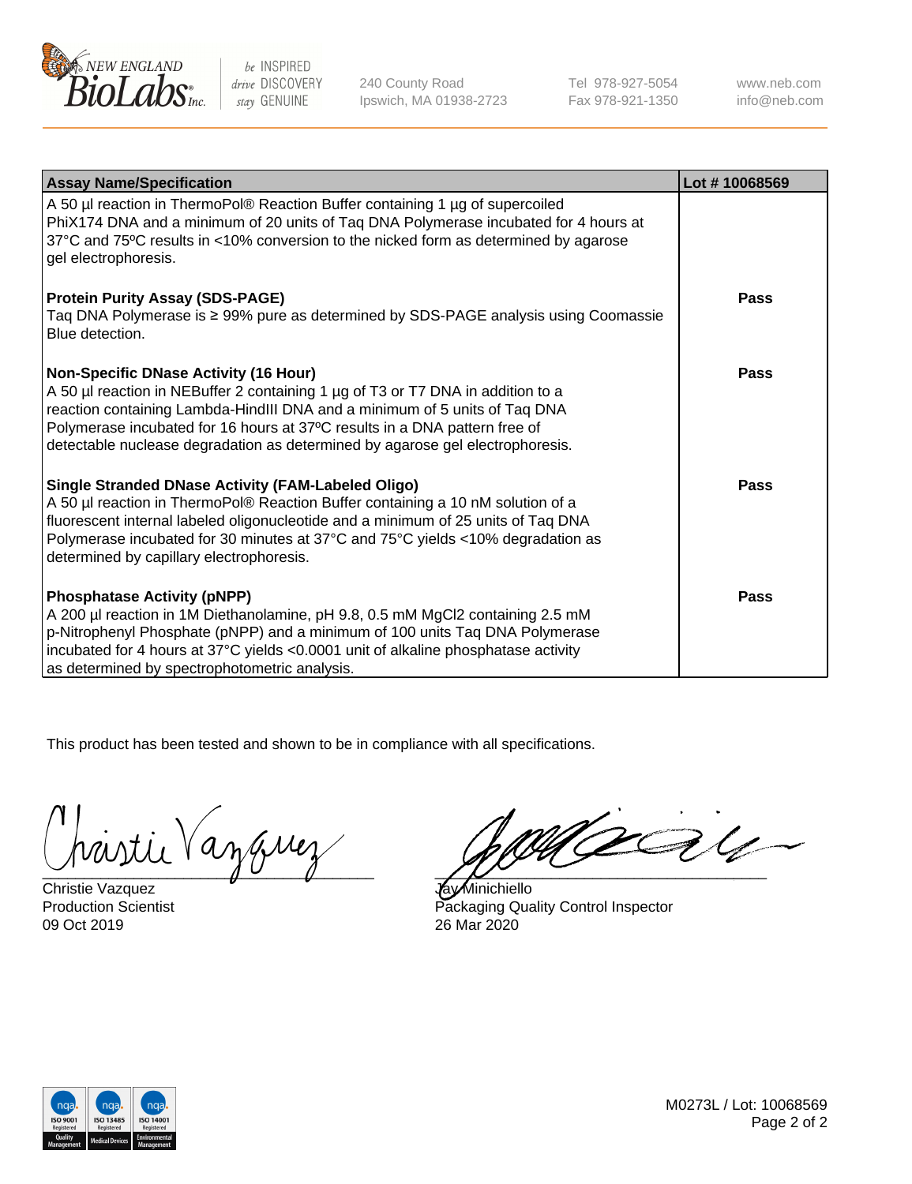| Assay Name/Specification | Lot # 10068569 |
|---|---|
| A 50 µl reaction in ThermoPol® Reaction Buffer containing 1 µg of supercoiled PhiX174 DNA and a minimum of 20 units of Taq DNA Polymerase incubated for 4 hours at 37°C and 75ºC results in <10% conversion to the nicked form as determined by agarose gel electrophoresis. | |
| **Protein Purity Assay (SDS-PAGE)**<br>Taq DNA Polymerase is ≥ 99% pure as determined by SDS-PAGE analysis using Coomassie Blue detection. | **Pass** |
| **Non-Specific DNase Activity (16 Hour)**<br>A 50 µl reaction in NEBuffer 2 containing 1 µg of T3 or T7 DNA in addition to a reaction containing Lambda-HindIII DNA and a minimum of 5 units of Taq DNA Polymerase incubated for 16 hours at 37ºC results in a DNA pattern free of detectable nuclease degradation as determined by agarose gel electrophoresis. | **Pass** |
| **Single Stranded DNase Activity (FAM-Labeled Oligo)**<br>A 50 µl reaction in ThermoPol® Reaction Buffer containing a 10 nM solution of a fluorescent internal labeled oligonucleotide and a minimum of 25 units of Taq DNA Polymerase incubated for 30 minutes at 37°C and 75°C yields <10% degradation as determined by capillary electrophoresis. | **Pass** |
| **Phosphatase Activity (pNPP)**<br>A 200 µl reaction in 1M Diethanolamine, pH 9.8, 0.5 mM MgCl2 containing 2.5 mM p-Nitrophenyl Phosphate (pNPP) and a minimum of 100 units Taq DNA Polymerase incubated for 4 hours at 37°C yields <0.0001 unit of alkaline phosphatase activity as determined by spectrophotometric analysis. | **Pass** |

This product has been tested and shown to be in compliance with all specifications.

Christie Vazquez
Production Scientist
09 Oct 2019

Jay Minichiello
Packaging Quality Control Inspector
26 Mar 2020

M0273L / Lot: 10068569